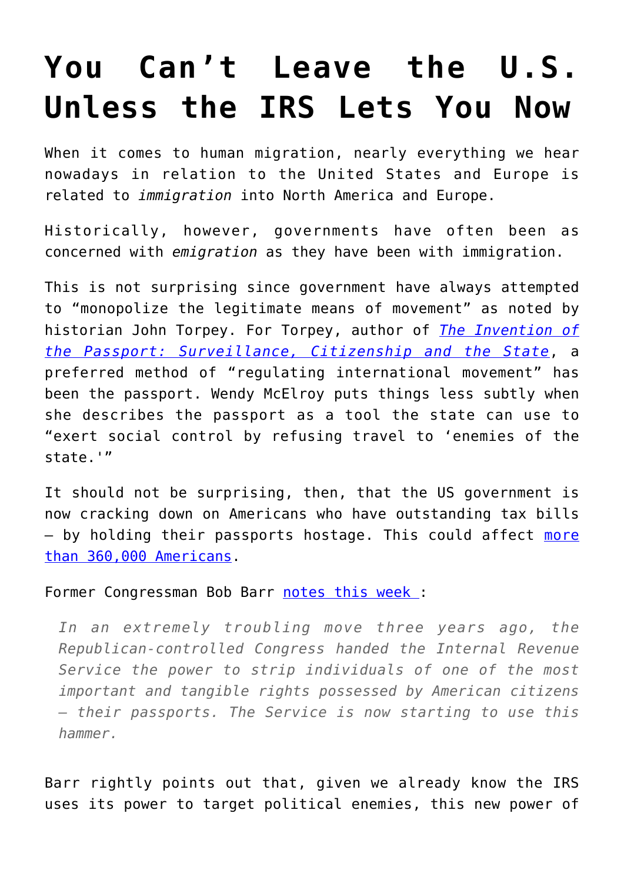# You Can't Leave the U.S. Unless the IRS Lets You Now

When it comes to human migration, nearly everything we hear nowadays in relation to the United States and Europe is related to *immigration* into North America and Europe.

Historically, however, governments have often been as concerned with *emigration* as they have been with immigration.

This is not surprising since government have always attempted to "monopolize the legitimate means of movement" as noted by historian John Torpey. For Torpey, author of *The Invention of the Passport: Surveillance, Citizenship and the State*, a preferred method of "regulating international movement" has been the passport. Wendy McElroy puts things less subtly when she describes the passport as a tool the state can use to "exert social control by refusing travel to 'enemies of the state.'"

It should not be surprising, then, that the US government is now cracking down on Americans who have outstanding tax bills — by holding their passports hostage. This could affect more than 360,000 Americans.

Former Congressman Bob Barr notes this week :

> *In an extremely troubling move three years ago, the Republican-controlled Congress handed the Internal Revenue Service the power to strip individuals of one of the most important and tangible rights possessed by American citizens — their passports. The Service is now starting to use this hammer.*

Barr rightly points out that, given we already know the IRS uses its power to target political enemies, this new power of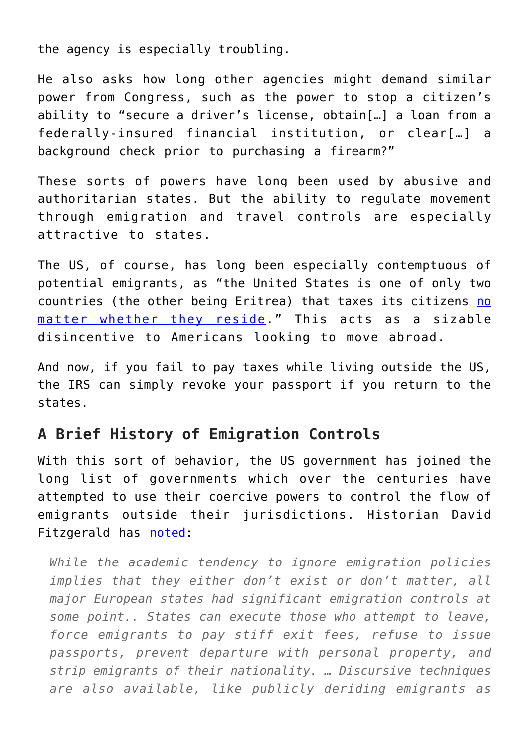the agency is especially troubling.

He also asks how long other agencies might demand similar power from Congress, such as the power to stop a citizen's ability to "secure a driver's license, obtain[…] a loan from a federally-insured financial institution, or clear[…] a background check prior to purchasing a firearm?"

These sorts of powers have long been used by abusive and authoritarian states. But the ability to regulate movement through emigration and travel controls are especially attractive to states.

The US, of course, has long been especially contemptuous of potential emigrants, as "the United States is one of only two countries (the other being Eritrea) that taxes its citizens no matter whether they reside." This acts as a sizable disincentive to Americans looking to move abroad.

And now, if you fail to pay taxes while living outside the US, the IRS can simply revoke your passport if you return to the states.

## A Brief History of Emigration Controls

With this sort of behavior, the US government has joined the long list of governments which over the centuries have attempted to use their coercive powers to control the flow of emigrants outside their jurisdictions. Historian David Fitzgerald has noted:

> *While the academic tendency to ignore emigration policies implies that they either don't exist or don't matter, all major European states had significant emigration controls at some point.. States can execute those who attempt to leave, force emigrants to pay stiff exit fees, refuse to issue passports, prevent departure with personal property, and strip emigrants of their nationality. … Discursive techniques are also available, like publicly deriding emigrants as*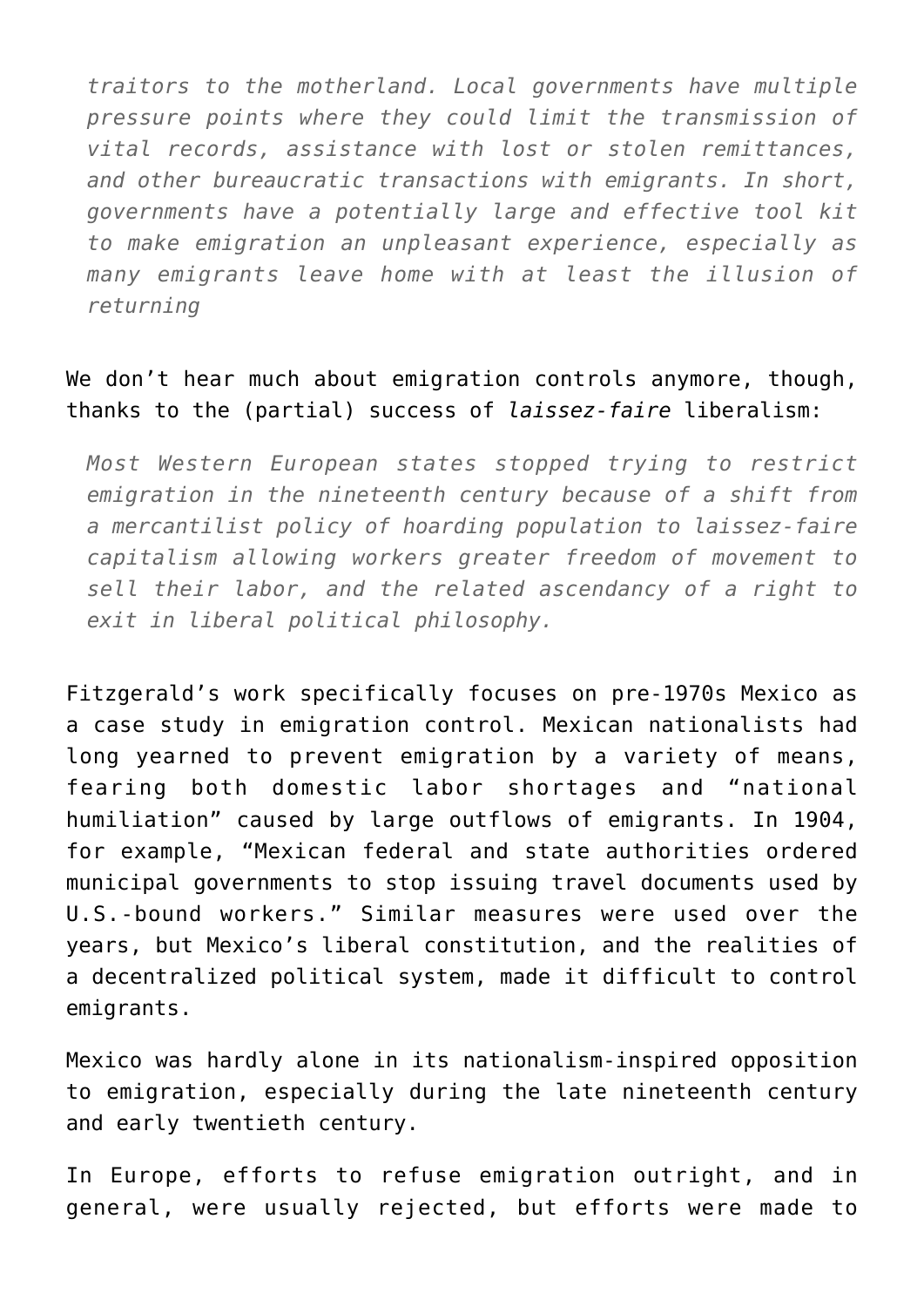> *traitors to the motherland. Local governments have multiple pressure points where they could limit the transmission of vital records, assistance with lost or stolen remittances, and other bureaucratic transactions with emigrants. In short, governments have a potentially large and effective tool kit to make emigration an unpleasant experience, especially as many emigrants leave home with at least the illusion of returning*

We don't hear much about emigration controls anymore, though, thanks to the (partial) success of *laissez-faire* liberalism:

> *Most Western European states stopped trying to restrict emigration in the nineteenth century because of a shift from a mercantilist policy of hoarding population to laissez-faire capitalism allowing workers greater freedom of movement to sell their labor, and the related ascendancy of a right to exit in liberal political philosophy.*

Fitzgerald's work specifically focuses on pre-1970s Mexico as a case study in emigration control. Mexican nationalists had long yearned to prevent emigration by a variety of means, fearing both domestic labor shortages and "national humiliation" caused by large outflows of emigrants. In 1904, for example, "Mexican federal and state authorities ordered municipal governments to stop issuing travel documents used by U.S.-bound workers." Similar measures were used over the years, but Mexico's liberal constitution, and the realities of a decentralized political system, made it difficult to control emigrants.

Mexico was hardly alone in its nationalism-inspired opposition to emigration, especially during the late nineteenth century and early twentieth century.

In Europe, efforts to refuse emigration outright, and in general, were usually rejected, but efforts were made to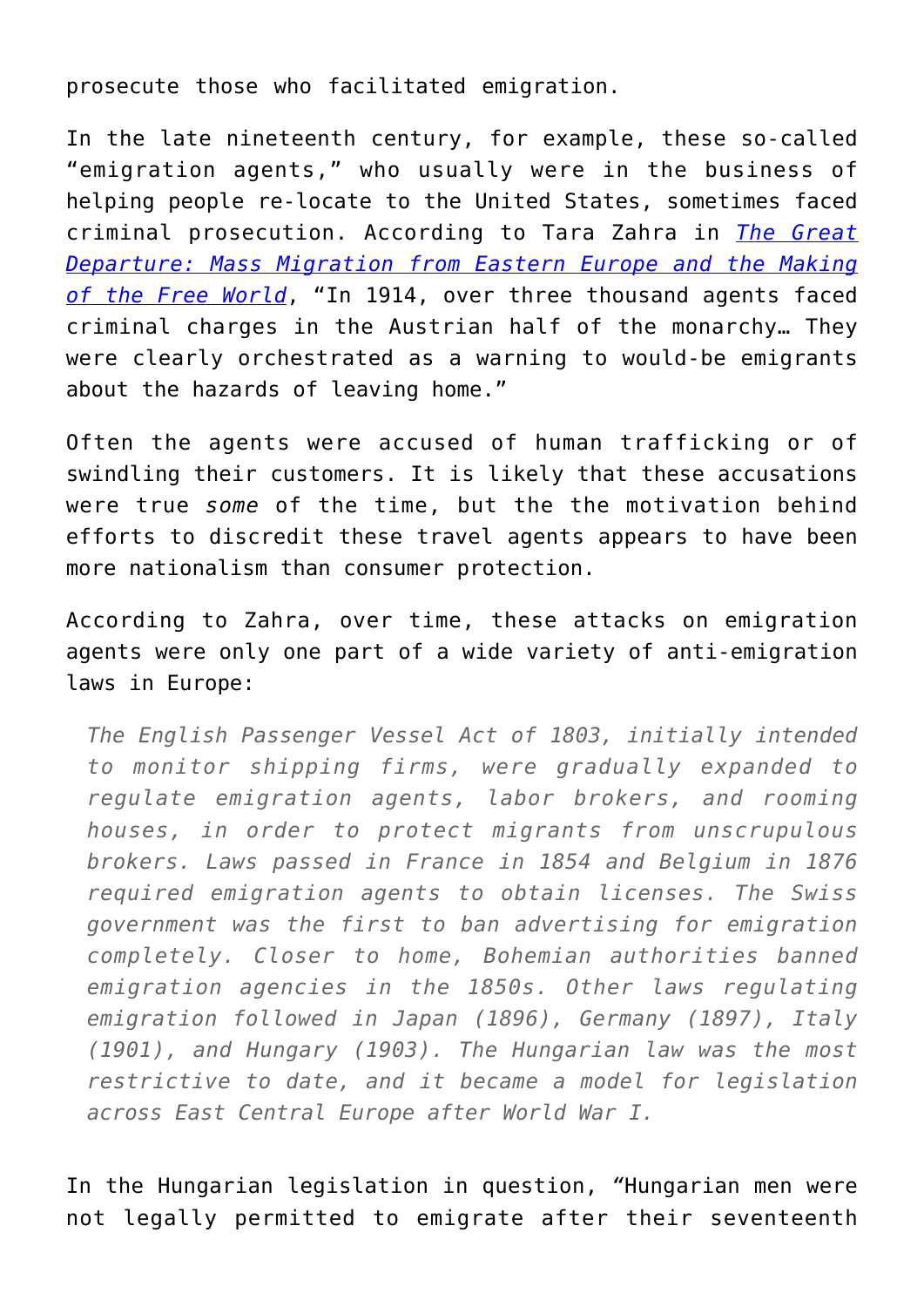prosecute those who facilitated emigration.

In the late nineteenth century, for example, these so-called "emigration agents," who usually were in the business of helping people re-locate to the United States, sometimes faced criminal prosecution. According to Tara Zahra in *The Great Departure: Mass Migration from Eastern Europe and the Making of the Free World*, "In 1914, over three thousand agents faced criminal charges in the Austrian half of the monarchy… They were clearly orchestrated as a warning to would-be emigrants about the hazards of leaving home."

Often the agents were accused of human trafficking or of swindling their customers. It is likely that these accusations were true *some* of the time, but the the motivation behind efforts to discredit these travel agents appears to have been more nationalism than consumer protection.

According to Zahra, over time, these attacks on emigration agents were only one part of a wide variety of anti-emigration laws in Europe:

> *The English Passenger Vessel Act of 1803, initially intended to monitor shipping firms, were gradually expanded to regulate emigration agents, labor brokers, and rooming houses, in order to protect migrants from unscrupulous brokers. Laws passed in France in 1854 and Belgium in 1876 required emigration agents to obtain licenses. The Swiss government was the first to ban advertising for emigration completely. Closer to home, Bohemian authorities banned emigration agencies in the 1850s. Other laws regulating emigration followed in Japan (1896), Germany (1897), Italy (1901), and Hungary (1903). The Hungarian law was the most restrictive to date, and it became a model for legislation across East Central Europe after World War I.*

In the Hungarian legislation in question, "Hungarian men were not legally permitted to emigrate after their seventeenth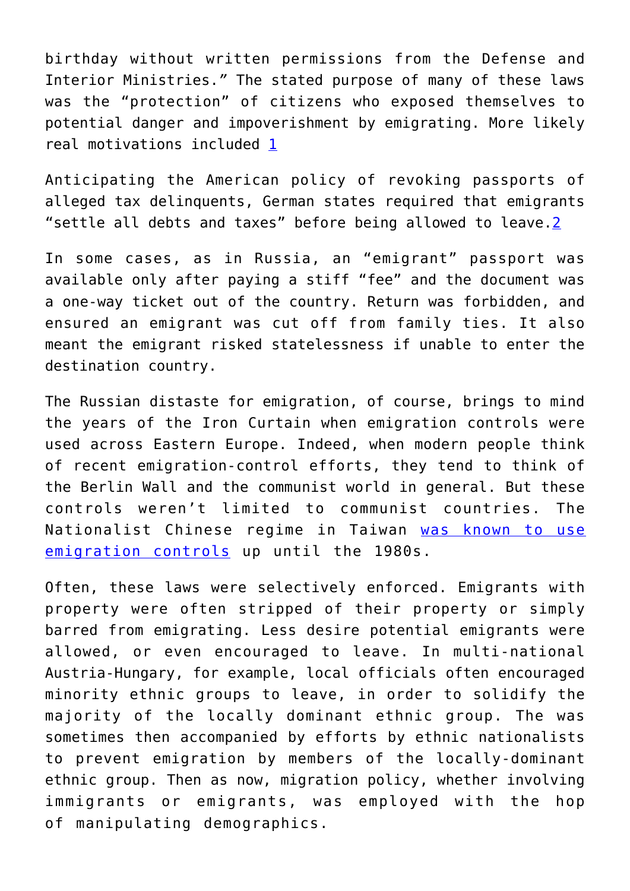birthday without written permissions from the Defense and Interior Ministries." The stated purpose of many of these laws was the "protection" of citizens who exposed themselves to potential danger and impoverishment by emigrating. More likely real motivations included [1]

Anticipating the American policy of revoking passports of alleged tax delinquents, German states required that emigrants "settle all debts and taxes" before being allowed to leave.[2]

In some cases, as in Russia, an "emigrant" passport was available only after paying a stiff "fee" and the document was a one-way ticket out of the country. Return was forbidden, and ensured an emigrant was cut off from family ties. It also meant the emigrant risked statelessness if unable to enter the destination country.

The Russian distaste for emigration, of course, brings to mind the years of the Iron Curtain when emigration controls were used across Eastern Europe. Indeed, when modern people think of recent emigration-control efforts, they tend to think of the Berlin Wall and the communist world in general. But these controls weren't limited to communist countries. The Nationalist Chinese regime in Taiwan was known to use emigration controls up until the 1980s.

Often, these laws were selectively enforced. Emigrants with property were often stripped of their property or simply barred from emigrating. Less desire potential emigrants were allowed, or even encouraged to leave. In multi-national Austria-Hungary, for example, local officials often encouraged minority ethnic groups to leave, in order to solidify the majority of the locally dominant ethnic group. The was sometimes then accompanied by efforts by ethnic nationalists to prevent emigration by members of the locally-dominant ethnic group. Then as now, migration policy, whether involving immigrants or emigrants, was employed with the hop of manipulating demographics.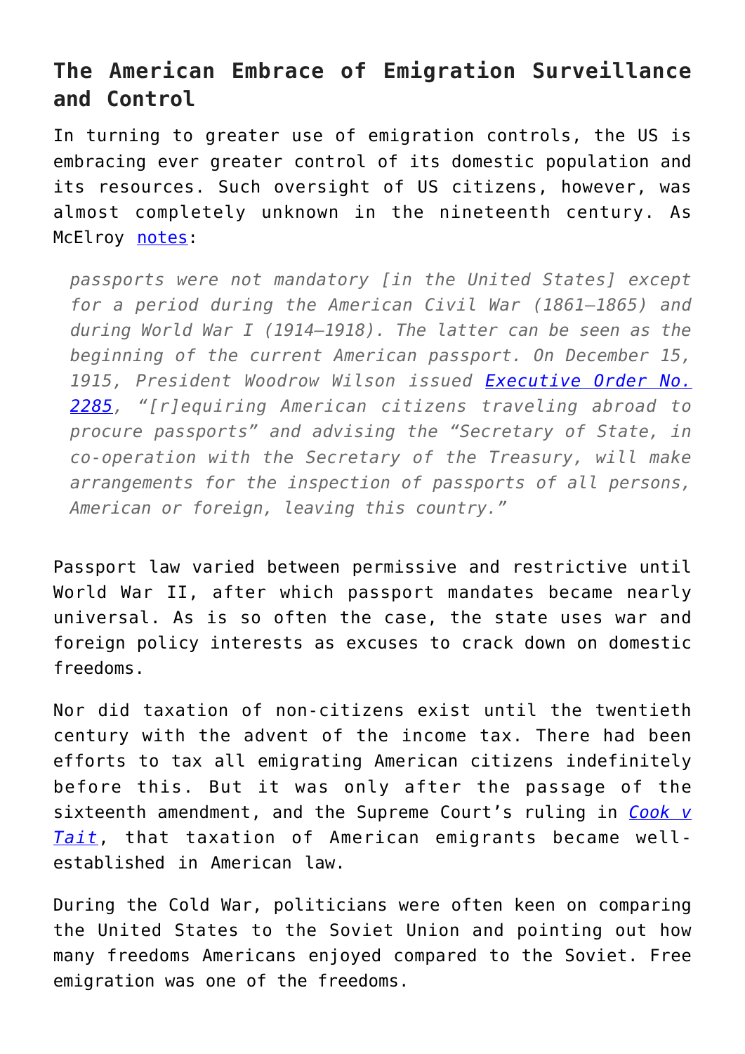## The American Embrace of Emigration Surveillance and Control

In turning to greater use of emigration controls, the US is embracing ever greater control of its domestic population and its resources. Such oversight of US citizens, however, was almost completely unknown in the nineteenth century. As McElroy [notes](#):

> *passports were not mandatory [in the United States] except for a period during the American Civil War (1861–1865) and during World War I (1914–1918). The latter can be seen as the beginning of the current American passport. On December 15, 1915, President Woodrow Wilson issued [Executive Order No. 2285](#), "[r]equiring American citizens traveling abroad to procure passports" and advising the "Secretary of State, in co-operation with the Secretary of the Treasury, will make arrangements for the inspection of passports of all persons, American or foreign, leaving this country."*

Passport law varied between permissive and restrictive until World War II, after which passport mandates became nearly universal. As is so often the case, the state uses war and foreign policy interests as excuses to crack down on domestic freedoms.

Nor did taxation of non-citizens exist until the twentieth century with the advent of the income tax. There had been efforts to tax all emigrating American citizens indefinitely before this. But it was only after the passage of the sixteenth amendment, and the Supreme Court's ruling in [*Cook v Tait*](#), that taxation of American emigrants became well-established in American law.

During the Cold War, politicians were often keen on comparing the United States to the Soviet Union and pointing out how many freedoms Americans enjoyed compared to the Soviet. Free emigration was one of the freedoms.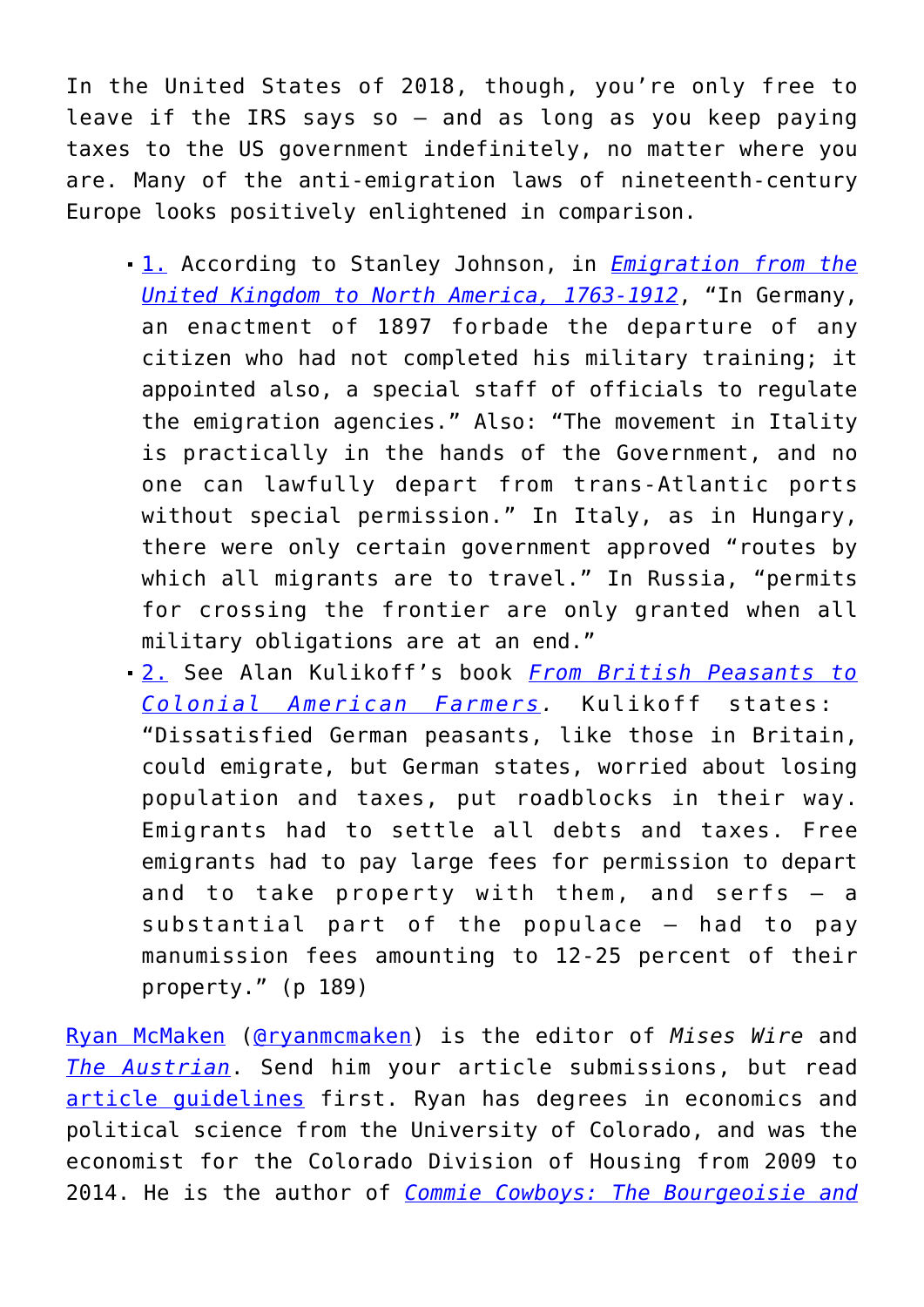In the United States of 2018, though, you're only free to leave if the IRS says so — and as long as you keep paying taxes to the US government indefinitely, no matter where you are. Many of the anti-emigration laws of nineteenth-century Europe looks positively enlightened in comparison.

- 1. According to Stanley Johnson, in *Emigration from the United Kingdom to North America, 1763-1912*, "In Germany, an enactment of 1897 forbade the departure of any citizen who had not completed his military training; it appointed also, a special staff of officials to regulate the emigration agencies." Also: "The movement in Itality is practically in the hands of the Government, and no one can lawfully depart from trans-Atlantic ports without special permission." In Italy, as in Hungary, there were only certain government approved "routes by which all migrants are to travel." In Russia, "permits for crossing the frontier are only granted when all military obligations are at an end."
- 2. See Alan Kulikoff's book *From British Peasants to Colonial American Farmers*. Kulikoff states: "Dissatisfied German peasants, like those in Britain, could emigrate, but German states, worried about losing population and taxes, put roadblocks in their way. Emigrants had to settle all debts and taxes. Free emigrants had to pay large fees for permission to depart and to take property with them, and serfs — a substantial part of the populace — had to pay manumission fees amounting to 12-25 percent of their property." (p 189)

Ryan McMaken (@ryanmcmaken) is the editor of *Mises Wire* and *The Austrian*. Send him your article submissions, but read article guidelines first. Ryan has degrees in economics and political science from the University of Colorado, and was the economist for the Colorado Division of Housing from 2009 to 2014. He is the author of *Commie Cowboys: The Bourgeoisie and*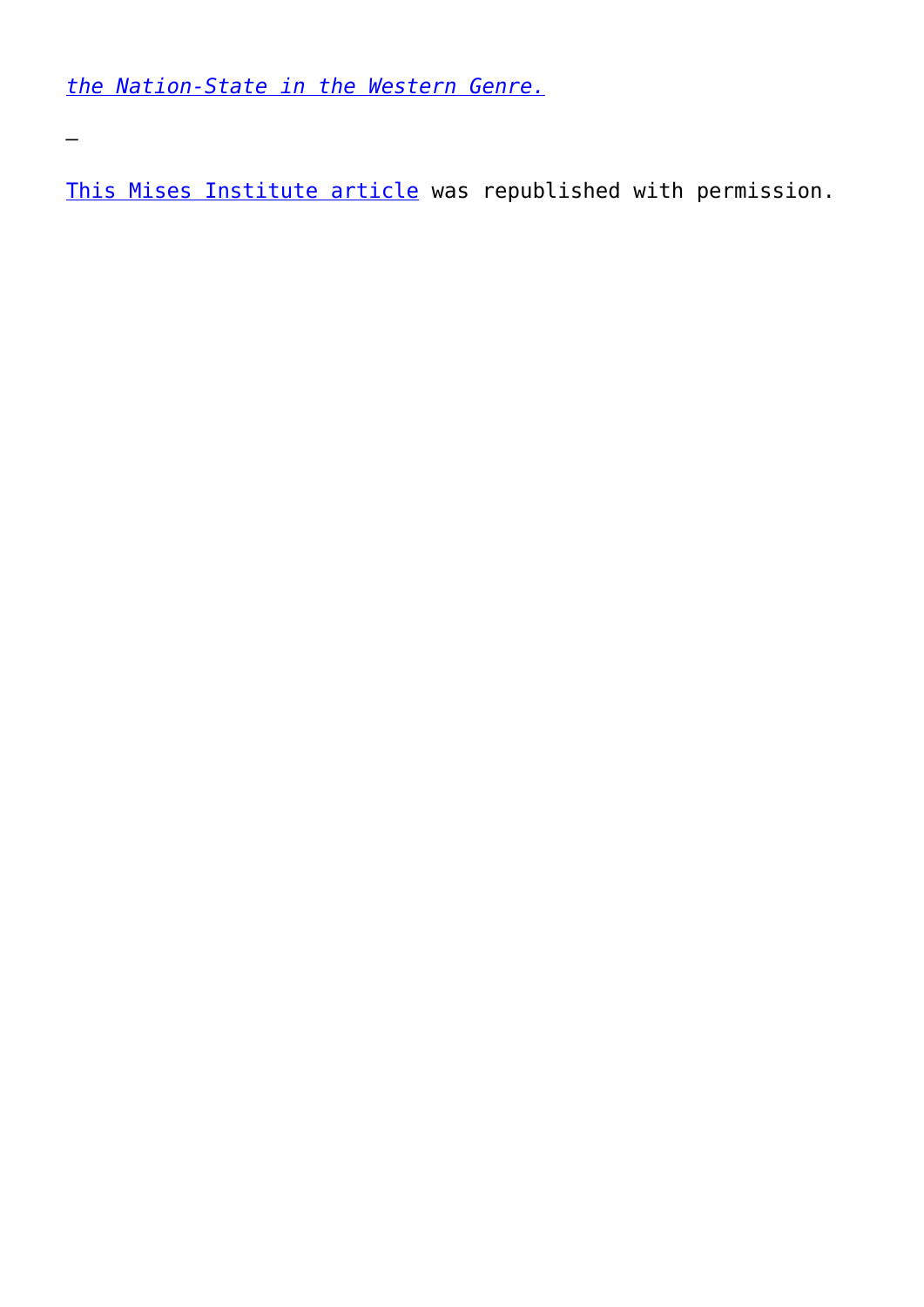*the Nation-State in the Western Genre.*

—

This Mises Institute article was republished with permission.